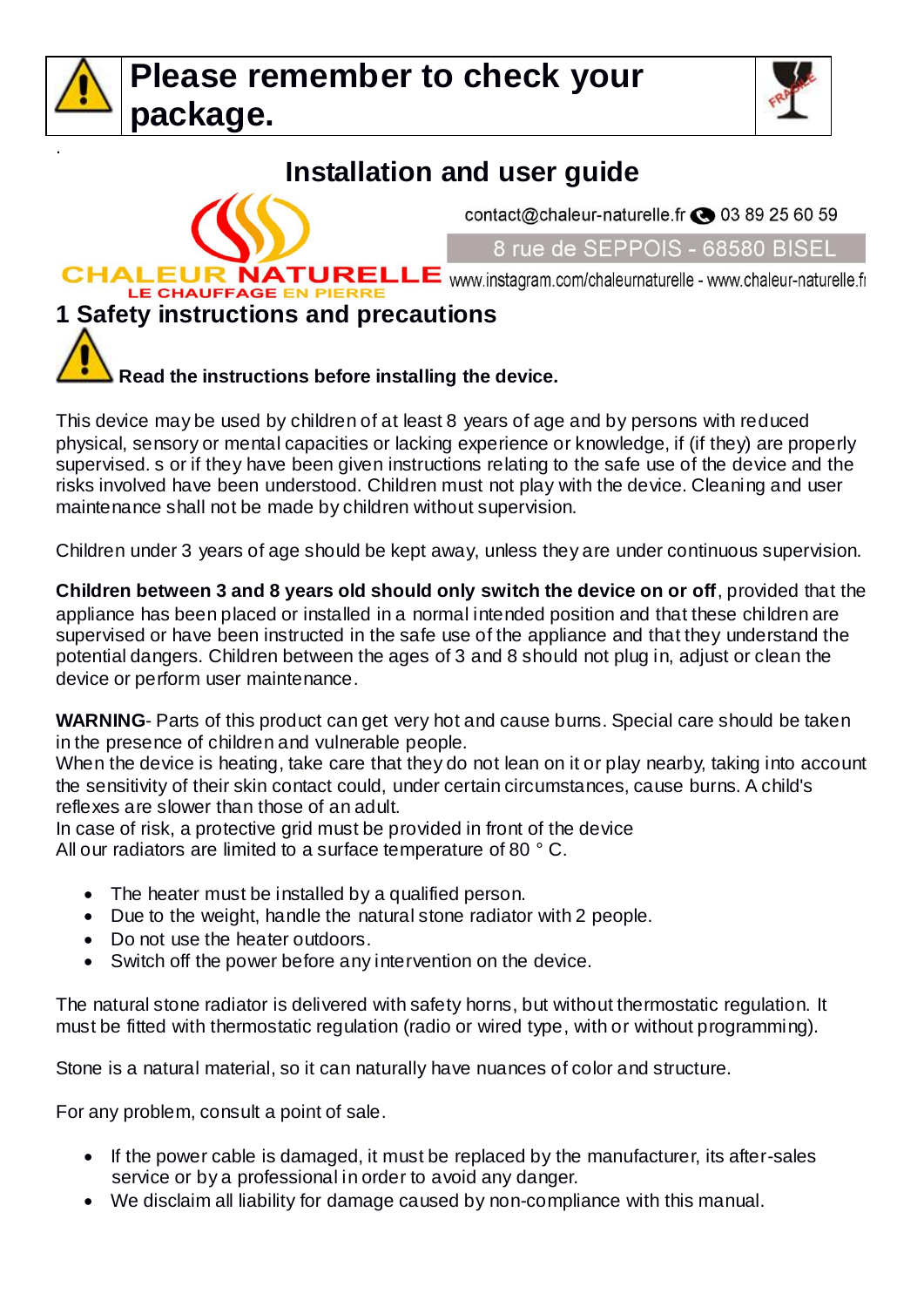**Please remember to check your package.**

## Installation and user guide

CHALEUR NATURELLE
LE CHAUFFAGE EN PIERRE

contact@chaleur-naturelle.fr 03 89 25 60 59

8 rue de SEPPOIS - 68580 BISEL

www.instagram.com/chaleurnaturelle - www.chaleur-naturelle.fr

# 1 Safety instructions and precautions

**Read the instructions before installing the device.**

This device may be used by children of at least 8 years of age and by persons with reduced physical, sensory or mental capacities or lacking experience or knowledge, if (if they) are properly supervised. s or if they have been given instructions relating to the safe use of the device and the risks involved have been understood. Children must not play with the device. Cleaning and user maintenance shall not be made by children without supervision.

Children under 3 years of age should be kept away, unless they are under continuous supervision.

**Children between 3 and 8 years old should only switch the device on or off**, provided that the appliance has been placed or installed in a normal intended position and that these children are supervised or have been instructed in the safe use of the appliance and that they understand the potential dangers. Children between the ages of 3 and 8 should not plug in, adjust or clean the device or perform user maintenance.

**WARNING**- Parts of this product can get very hot and cause burns. Special care should be taken in the presence of children and vulnerable people.
When the device is heating, take care that they do not lean on it or play nearby, taking into account the sensitivity of their skin contact could, under certain circumstances, cause burns. A child's reflexes are slower than those of an adult.
In case of risk, a protective grid must be provided in front of the device
All our radiators are limited to a surface temperature of 80 ° C.

- The heater must be installed by a qualified person.
- Due to the weight, handle the natural stone radiator with 2 people.
- Do not use the heater outdoors.
- Switch off the power before any intervention on the device.

The natural stone radiator is delivered with safety horns, but without thermostatic regulation. It must be fitted with thermostatic regulation (radio or wired type, with or without programming).

Stone is a natural material, so it can naturally have nuances of color and structure.

For any problem, consult a point of sale.

- If the power cable is damaged, it must be replaced by the manufacturer, its after-sales service or by a professional in order to avoid any danger.
- We disclaim all liability for damage caused by non-compliance with this manual.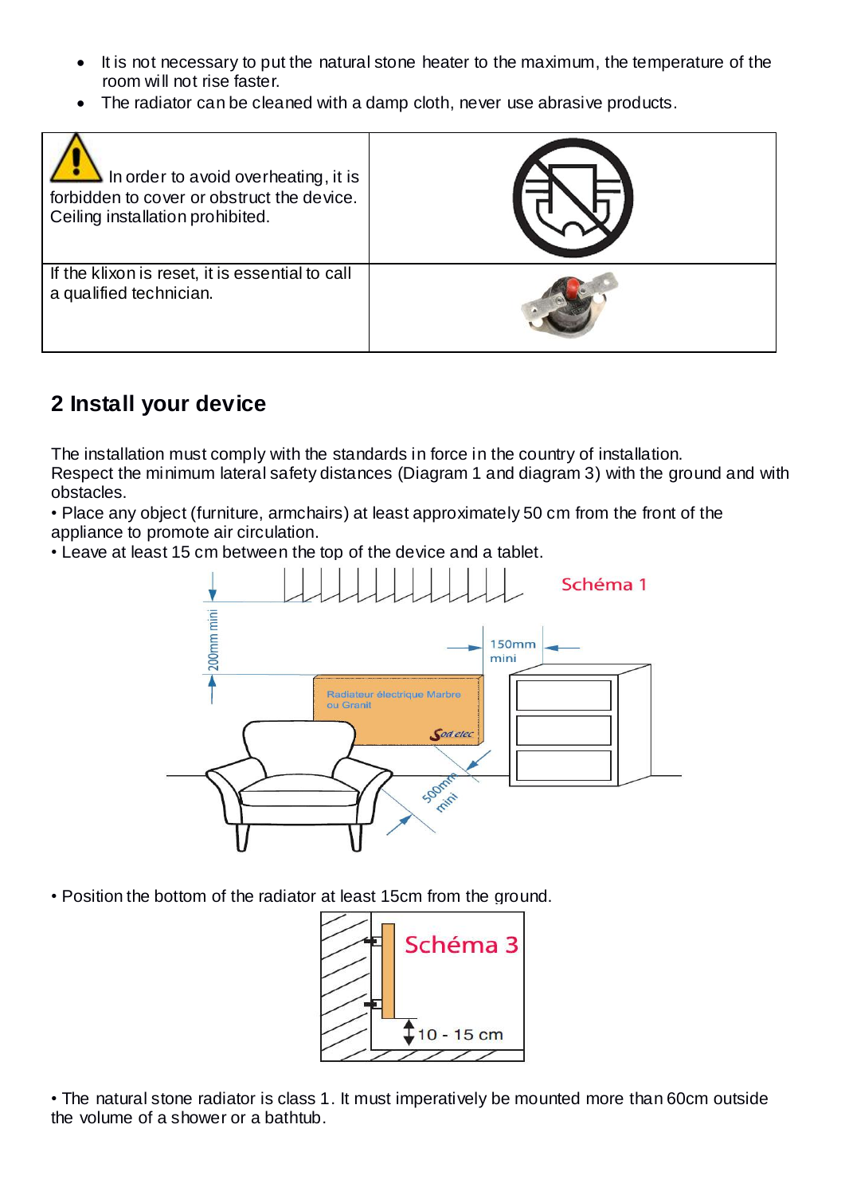- It is not necessary to put the natural stone heater to the maximum, the temperature of the room will not rise faster.
- The radiator can be cleaned with a damp cloth, never use abrasive products.

| | |
|---|---|
| In order to avoid overheating, it is forbidden to cover or obstruct the device. Ceiling installation prohibited. | |
| If the klixon is reset, it is essential to call a qualified technician. | |

## 2 Install your device

The installation must comply with the standards in force in the country of installation.
Respect the minimum lateral safety distances (Diagram 1 and diagram 3) with the ground and with obstacles.

• Place any object (furniture, armchairs) at least approximately 50 cm from the front of the appliance to promote air circulation.

• Leave at least 15 cm between the top of the device and a tablet.

Schéma 1

200mm mini

150mm mini

Radiateur électrique Marbre ou Granit

Sod elec

500mm mini

• Position the bottom of the radiator at least 15cm from the ground.

Schéma 3

10 - 15 cm

• The natural stone radiator is class 1. It must imperatively be mounted more than 60cm outside the volume of a shower or a bathtub.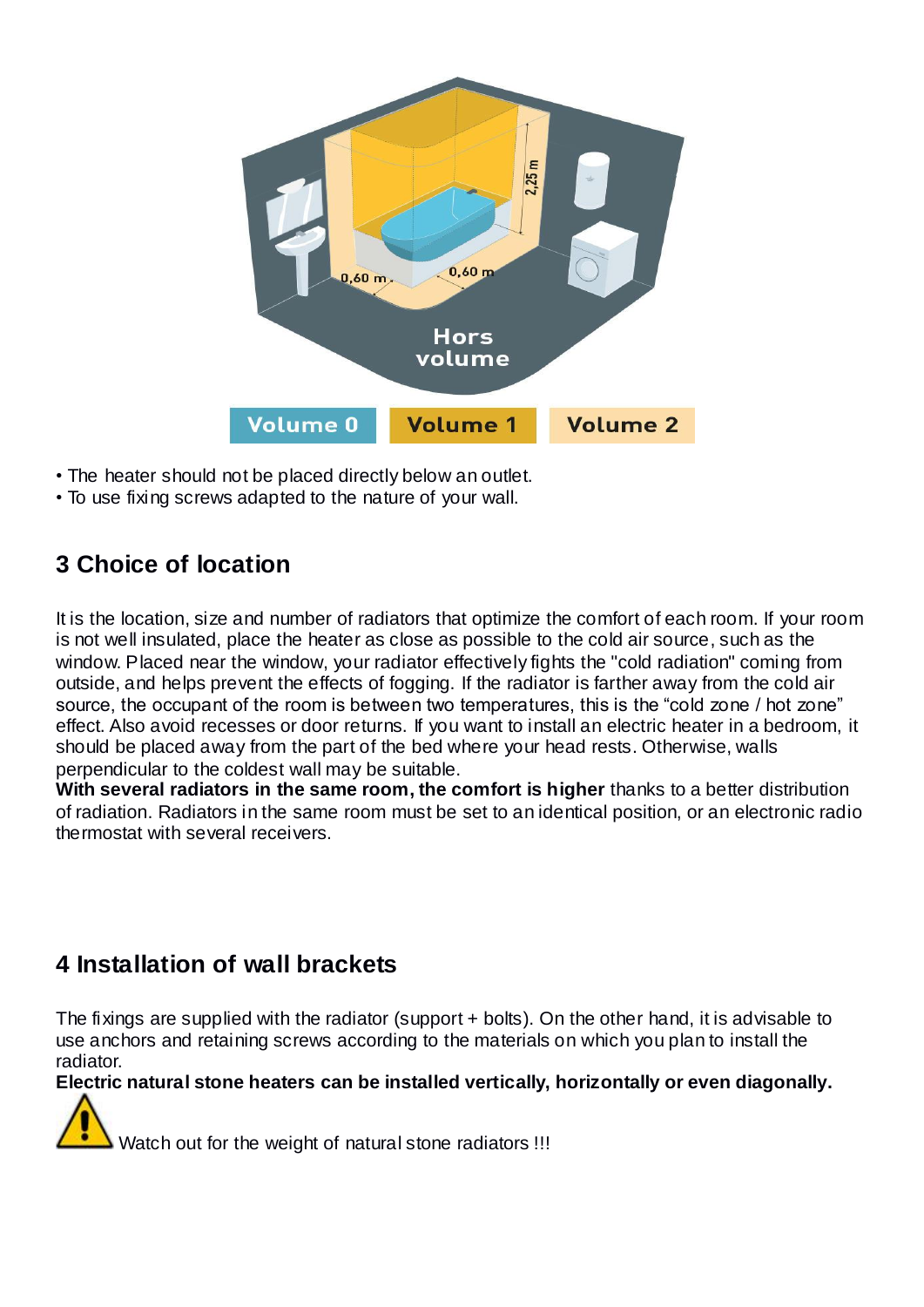- The heater should not be placed directly below an outlet.
- To use fixing screws adapted to the nature of your wall.

## 3 Choice of location

It is the location, size and number of radiators that optimize the comfort of each room. If your room is not well insulated, place the heater as close as possible to the cold air source, such as the window. Placed near the window, your radiator effectively fights the "cold radiation" coming from outside, and helps prevent the effects of fogging. If the radiator is farther away from the cold air source, the occupant of the room is between two temperatures, this is the “cold zone / hot zone” effect. Also avoid recesses or door returns. If you want to install an electric heater in a bedroom, it should be placed away from the part of the bed where your head rests. Otherwise, walls perpendicular to the coldest wall may be suitable.
**With several radiators in the same room, the comfort is higher** thanks to a better distribution of radiation. Radiators in the same room must be set to an identical position, or an electronic radio thermostat with several receivers.

## 4 Installation of wall brackets

The fixings are supplied with the radiator (support + bolts). On the other hand, it is advisable to use anchors and retaining screws according to the materials on which you plan to install the radiator.
**Electric natural stone heaters can be installed vertically, horizontally or even diagonally.**

Watch out for the weight of natural stone radiators !!!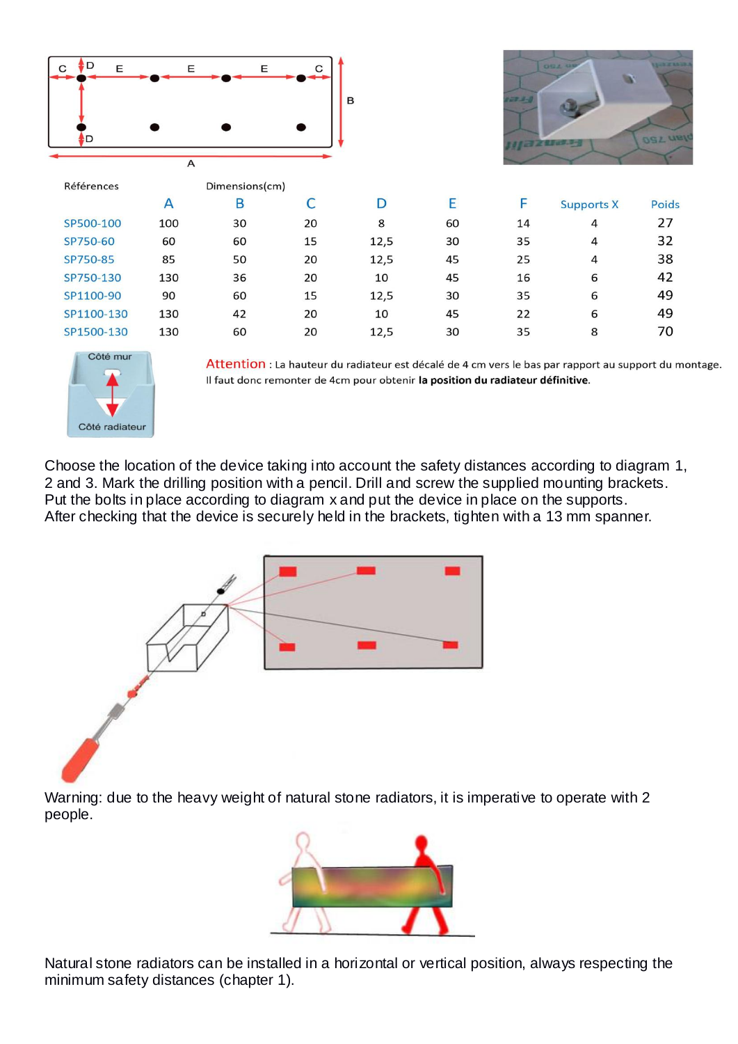| Références | A | B | C | D | E | F | Supports X | Poids |
|---|---|---|---|---|---|---|---|---|
| | Dimensions(cm) | | | | | | | |
| SP500-100 | 100 | 30 | 20 | 8 | 60 | 14 | 4 | 27 |
| SP750-60 | 60 | 60 | 15 | 12,5 | 30 | 35 | 4 | 32 |
| SP750-85 | 85 | 50 | 20 | 12,5 | 45 | 25 | 4 | 38 |
| SP750-130 | 130 | 36 | 20 | 10 | 45 | 16 | 6 | 42 |
| SP1100-90 | 90 | 60 | 15 | 12,5 | 30 | 35 | 6 | 49 |
| SP1100-130 | 130 | 42 | 20 | 10 | 45 | 22 | 6 | 49 |
| SP1500-130 | 130 | 60 | 20 | 12,5 | 30 | 35 | 8 | 70 |

Côté mur

Côté radiateur

Attention : La hauteur du radiateur est décalé de 4 cm vers le bas par rapport au support du montage. Il faut donc remonter de 4cm pour obtenir **la position du radiateur définitive**.

Choose the location of the device taking into account the safety distances according to diagram 1, 2 and 3. Mark the drilling position with a pencil. Drill and screw the supplied mounting brackets. Put the bolts in place according to diagram x and put the device in place on the supports. After checking that the device is securely held in the brackets, tighten with a 13 mm spanner.

Warning: due to the heavy weight of natural stone radiators, it is imperative to operate with 2 people.

Natural stone radiators can be installed in a horizontal or vertical position, always respecting the minimum safety distances (chapter 1).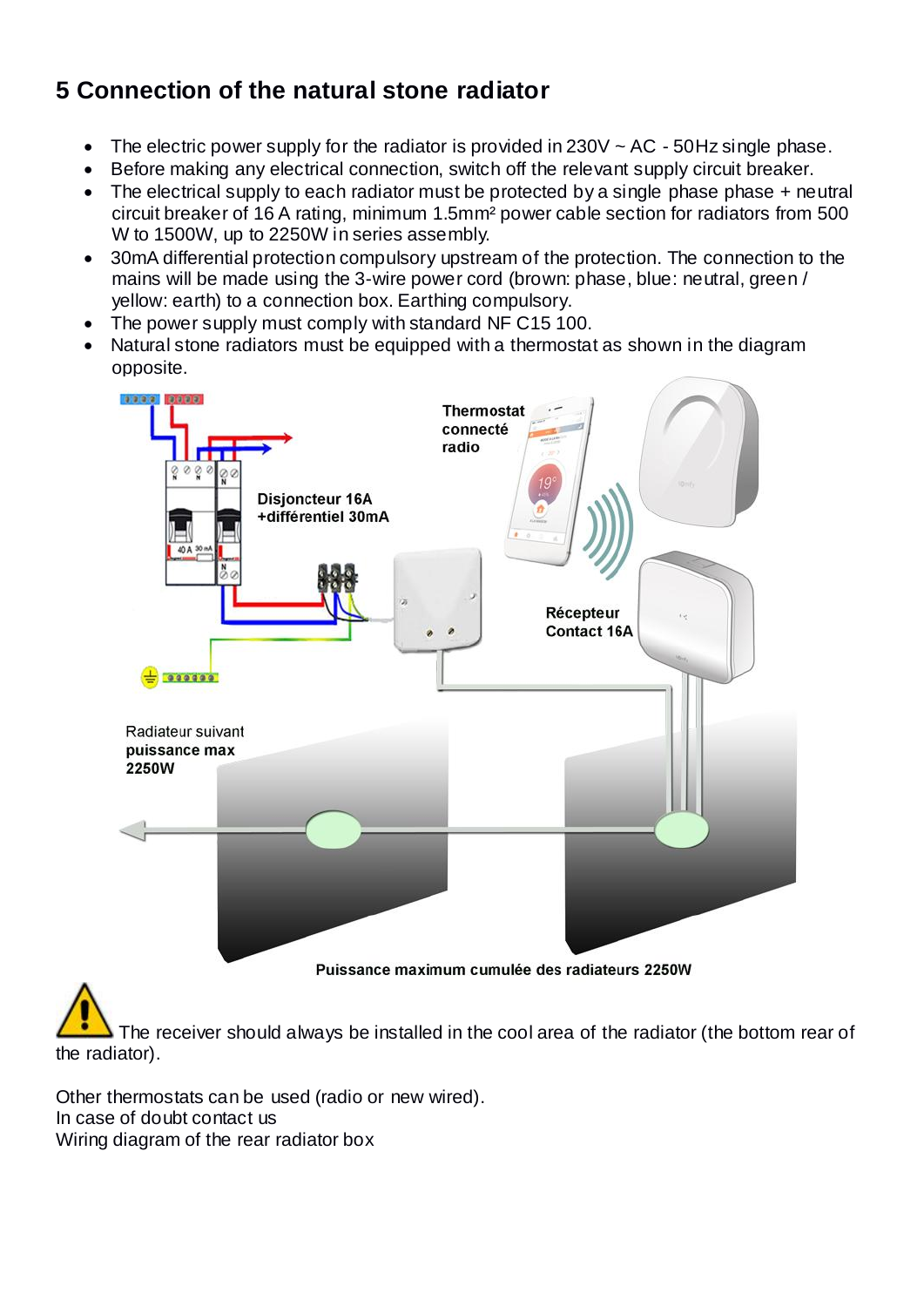# 5 Connection of the natural stone radiator

- The electric power supply for the radiator is provided in 230V ~ AC - 50Hz single phase.
- Before making any electrical connection, switch off the relevant supply circuit breaker.
- The electrical supply to each radiator must be protected by a single phase phase + neutral circuit breaker of 16 A rating, minimum 1.5mm² power cable section for radiators from 500 W to 1500W, up to 2250W in series assembly.
- 30mA differential protection compulsory upstream of the protection. The connection to the mains will be made using the 3-wire power cord (brown: phase, blue: neutral, green / yellow: earth) to a connection box. Earthing compulsory.
- The power supply must comply with standard NF C15 100.
- Natural stone radiators must be equipped with a thermostat as shown in the diagram opposite.

Thermostat connecté radio

Disjoncteur 16A +différentiel 30mA

Récepteur Contact 16A

Radiateur suivant puissance max 2250W

Puissance maximum cumulée des radiateurs 2250W

⚠ The receiver should always be installed in the cool area of the radiator (the bottom rear of the radiator).

Other thermostats can be used (radio or new wired).
In case of doubt contact us
Wiring diagram of the rear radiator box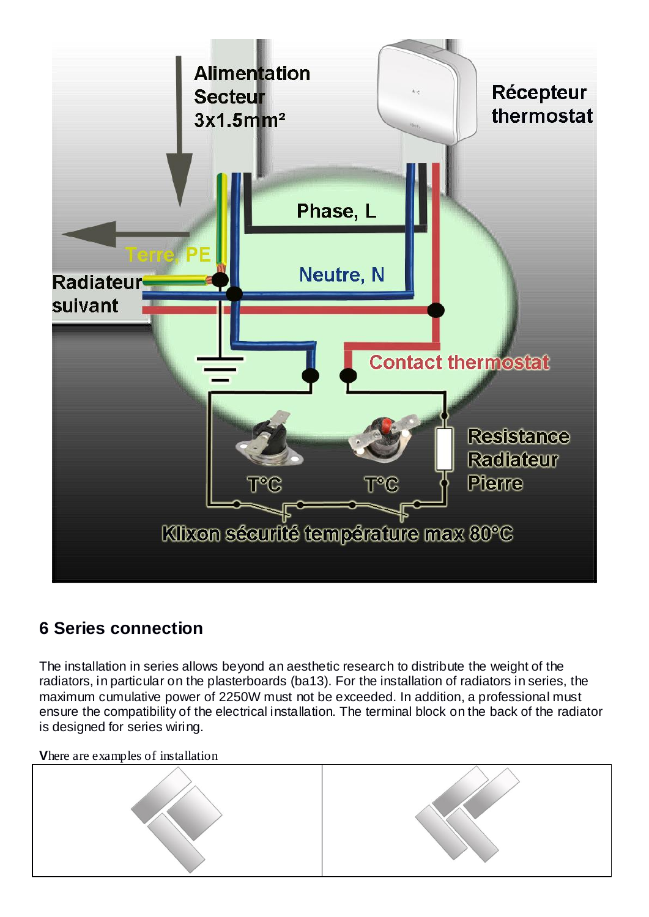## 6 Series connection

The installation in series allows beyond an aesthetic research to distribute the weight of the radiators, in particular on the plasterboards (ba13). For the installation of radiators in series, the maximum cumulative power of 2250W must not be exceeded. In addition, a professional must ensure the compatibility of the electrical installation. The terminal block on the back of the radiator is designed for series wiring.

**V**here are examples of installation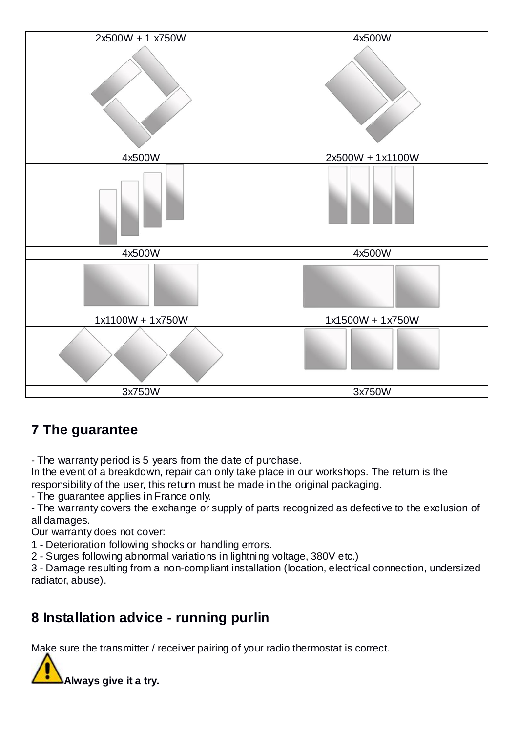| 2x500W + 1 x750W | 4x500W |
| --- | --- |
| | |
| 4x500W | 2x500W + 1x1100W |
| | |
| 4x500W | 4x500W |
| | |
| 1x1100W + 1x750W | 1x1500W + 1x750W |
| | |
| 3x750W | 3x750W |

## 7 The guarantee

- The warranty period is 5 years from the date of purchase.

In the event of a breakdown, repair can only take place in our workshops. The return is the responsibility of the user, this return must be made in the original packaging.

- The guarantee applies in France only.
- The warranty covers the exchange or supply of parts recognized as defective to the exclusion of all damages.

Our warranty does not cover:

1 - Deterioration following shocks or handling errors.

2 - Surges following abnormal variations in lightning voltage, 380V etc.)

3 - Damage resulting from a non-compliant installation (location, electrical connection, undersized radiator, abuse).

## 8 Installation advice - running purlin

Make sure the transmitter / receiver pairing of your radio thermostat is correct.

**Always give it a try.**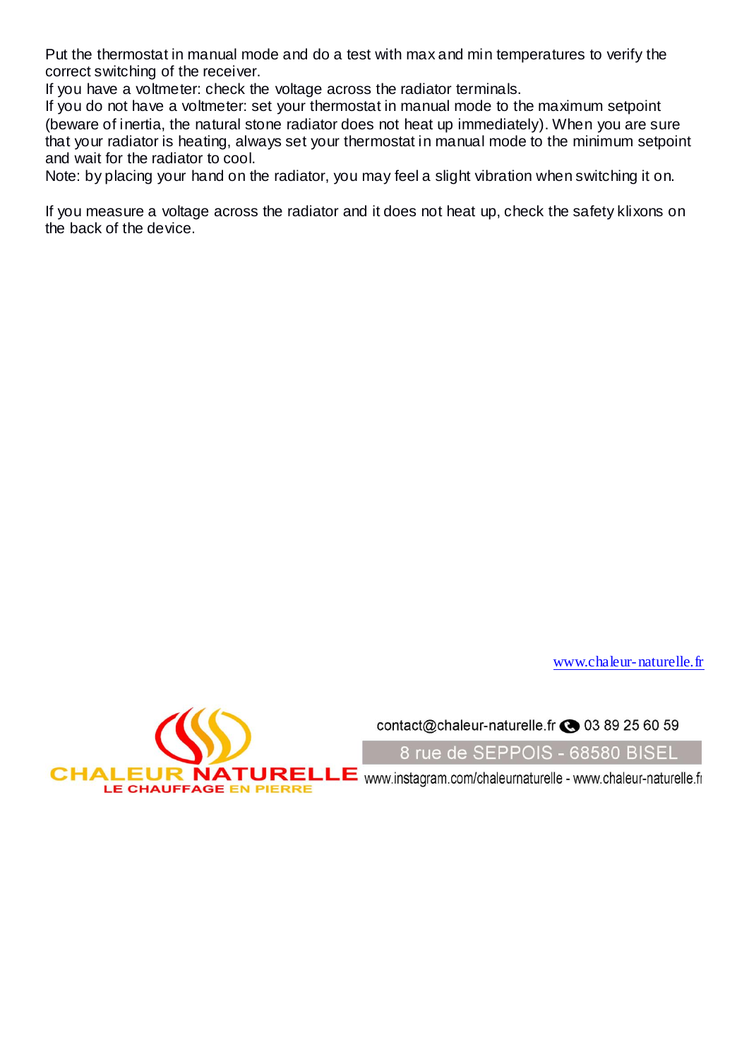Put the thermostat in manual mode and do a test with max and min temperatures to verify the correct switching of the receiver.
If you have a voltmeter: check the voltage across the radiator terminals.
If you do not have a voltmeter: set your thermostat in manual mode to the maximum setpoint (beware of inertia, the natural stone radiator does not heat up immediately). When you are sure that your radiator is heating, always set your thermostat in manual mode to the minimum setpoint and wait for the radiator to cool.
Note: by placing your hand on the radiator, you may feel a slight vibration when switching it on.

If you measure a voltage across the radiator and it does not heat up, check the safety klixons on the back of the device.

www.chaleur-naturelle.fr

CHALEUR NATURELLE
LE CHAUFFAGE EN PIERRE

contact@chaleur-naturelle.fr 03 89 25 60 59
8 rue de SEPPOIS - 68580 BISEL
www.instagram.com/chaleurnaturelle - www.chaleur-naturelle.fr